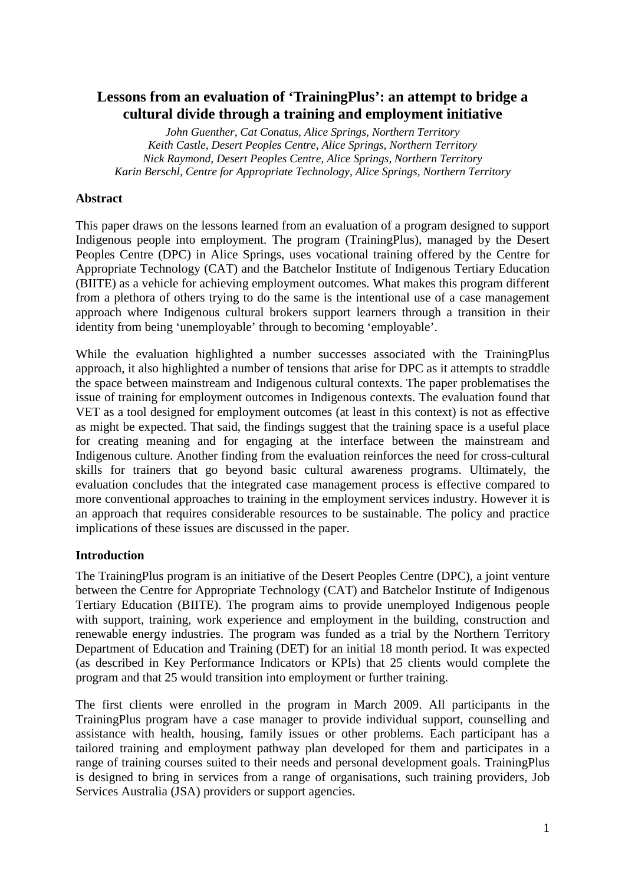# Lessons from an evaluation of 'TrainingPlus': an attempt to bridge a cultural divide through a training and employment initiative

*John Guenther, Cat Conatus, Alice Springs, Northern Territory*
*Keith Castle, Desert Peoples Centre, Alice Springs, Northern Territory*
*Nick Raymond, Desert Peoples Centre, Alice Springs, Northern Territory*
*Karin Berschl, Centre for Appropriate Technology, Alice Springs, Northern Territory*

## Abstract

This paper draws on the lessons learned from an evaluation of a program designed to support Indigenous people into employment. The program (TrainingPlus), managed by the Desert Peoples Centre (DPC) in Alice Springs, uses vocational training offered by the Centre for Appropriate Technology (CAT) and the Batchelor Institute of Indigenous Tertiary Education (BIITE) as a vehicle for achieving employment outcomes. What makes this program different from a plethora of others trying to do the same is the intentional use of a case management approach where Indigenous cultural brokers support learners through a transition in their identity from being 'unemployable' through to becoming 'employable'.

While the evaluation highlighted a number successes associated with the TrainingPlus approach, it also highlighted a number of tensions that arise for DPC as it attempts to straddle the space between mainstream and Indigenous cultural contexts. The paper problematises the issue of training for employment outcomes in Indigenous contexts. The evaluation found that VET as a tool designed for employment outcomes (at least in this context) is not as effective as might be expected. That said, the findings suggest that the training space is a useful place for creating meaning and for engaging at the interface between the mainstream and Indigenous culture. Another finding from the evaluation reinforces the need for cross-cultural skills for trainers that go beyond basic cultural awareness programs. Ultimately, the evaluation concludes that the integrated case management process is effective compared to more conventional approaches to training in the employment services industry. However it is an approach that requires considerable resources to be sustainable. The policy and practice implications of these issues are discussed in the paper.

## Introduction

The TrainingPlus program is an initiative of the Desert Peoples Centre (DPC), a joint venture between the Centre for Appropriate Technology (CAT) and Batchelor Institute of Indigenous Tertiary Education (BIITE). The program aims to provide unemployed Indigenous people with support, training, work experience and employment in the building, construction and renewable energy industries. The program was funded as a trial by the Northern Territory Department of Education and Training (DET) for an initial 18 month period. It was expected (as described in Key Performance Indicators or KPIs) that 25 clients would complete the program and that 25 would transition into employment or further training.

The first clients were enrolled in the program in March 2009. All participants in the TrainingPlus program have a case manager to provide individual support, counselling and assistance with health, housing, family issues or other problems. Each participant has a tailored training and employment pathway plan developed for them and participates in a range of training courses suited to their needs and personal development goals. TrainingPlus is designed to bring in services from a range of organisations, such training providers, Job Services Australia (JSA) providers or support agencies.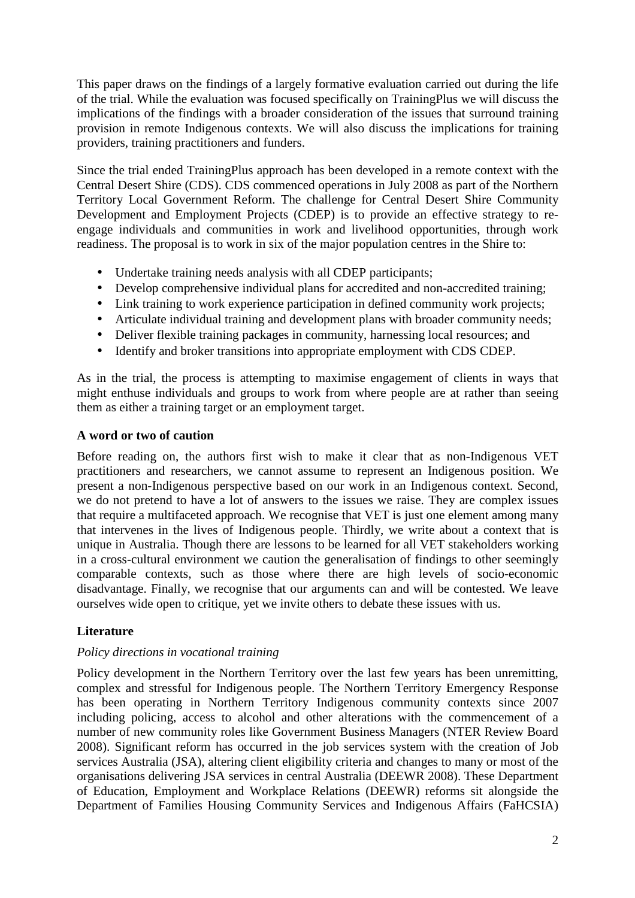This paper draws on the findings of a largely formative evaluation carried out during the life of the trial. While the evaluation was focused specifically on TrainingPlus we will discuss the implications of the findings with a broader consideration of the issues that surround training provision in remote Indigenous contexts. We will also discuss the implications for training providers, training practitioners and funders.

Since the trial ended TrainingPlus approach has been developed in a remote context with the Central Desert Shire (CDS). CDS commenced operations in July 2008 as part of the Northern Territory Local Government Reform. The challenge for Central Desert Shire Community Development and Employment Projects (CDEP) is to provide an effective strategy to re-engage individuals and communities in work and livelihood opportunities, through work readiness. The proposal is to work in six of the major population centres in the Shire to:

- Undertake training needs analysis with all CDEP participants;
- Develop comprehensive individual plans for accredited and non-accredited training;
- Link training to work experience participation in defined community work projects;
- Articulate individual training and development plans with broader community needs;
- Deliver flexible training packages in community, harnessing local resources; and
- Identify and broker transitions into appropriate employment with CDS CDEP.

As in the trial, the process is attempting to maximise engagement of clients in ways that might enthuse individuals and groups to work from where people are at rather than seeing them as either a training target or an employment target.

**A word or two of caution**

Before reading on, the authors first wish to make it clear that as non-Indigenous VET practitioners and researchers, we cannot assume to represent an Indigenous position. We present a non-Indigenous perspective based on our work in an Indigenous context. Second, we do not pretend to have a lot of answers to the issues we raise. They are complex issues that require a multifaceted approach. We recognise that VET is just one element among many that intervenes in the lives of Indigenous people. Thirdly, we write about a context that is unique in Australia. Though there are lessons to be learned for all VET stakeholders working in a cross-cultural environment we caution the generalisation of findings to other seemingly comparable contexts, such as those where there are high levels of socio-economic disadvantage. Finally, we recognise that our arguments can and will be contested. We leave ourselves wide open to critique, yet we invite others to debate these issues with us.

**Literature**

*Policy directions in vocational training*

Policy development in the Northern Territory over the last few years has been unremitting, complex and stressful for Indigenous people. The Northern Territory Emergency Response has been operating in Northern Territory Indigenous community contexts since 2007 including policing, access to alcohol and other alterations with the commencement of a number of new community roles like Government Business Managers (NTER Review Board 2008). Significant reform has occurred in the job services system with the creation of Job services Australia (JSA), altering client eligibility criteria and changes to many or most of the organisations delivering JSA services in central Australia (DEEWR 2008). These Department of Education, Employment and Workplace Relations (DEEWR) reforms sit alongside the Department of Families Housing Community Services and Indigenous Affairs (FaHCSIA)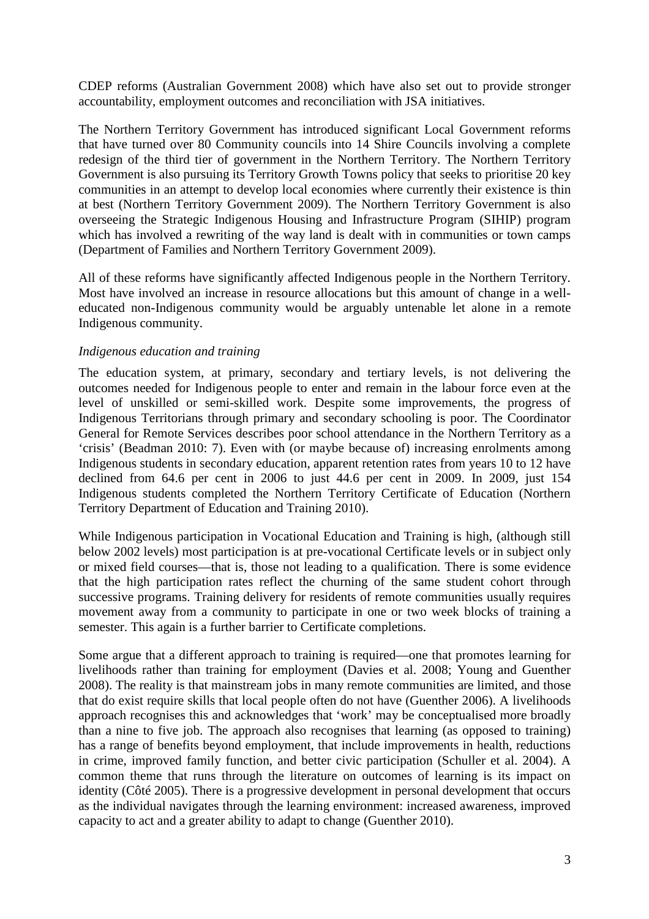CDEP reforms (Australian Government 2008) which have also set out to provide stronger accountability, employment outcomes and reconciliation with JSA initiatives.

The Northern Territory Government has introduced significant Local Government reforms that have turned over 80 Community councils into 14 Shire Councils involving a complete redesign of the third tier of government in the Northern Territory. The Northern Territory Government is also pursuing its Territory Growth Towns policy that seeks to prioritise 20 key communities in an attempt to develop local economies where currently their existence is thin at best (Northern Territory Government 2009). The Northern Territory Government is also overseeing the Strategic Indigenous Housing and Infrastructure Program (SIHIP) program which has involved a rewriting of the way land is dealt with in communities or town camps (Department of Families and Northern Territory Government 2009).

All of these reforms have significantly affected Indigenous people in the Northern Territory. Most have involved an increase in resource allocations but this amount of change in a well-educated non-Indigenous community would be arguably untenable let alone in a remote Indigenous community.

*Indigenous education and training*

The education system, at primary, secondary and tertiary levels, is not delivering the outcomes needed for Indigenous people to enter and remain in the labour force even at the level of unskilled or semi-skilled work. Despite some improvements, the progress of Indigenous Territorians through primary and secondary schooling is poor. The Coordinator General for Remote Services describes poor school attendance in the Northern Territory as a 'crisis' (Beadman 2010: 7). Even with (or maybe because of) increasing enrolments among Indigenous students in secondary education, apparent retention rates from years 10 to 12 have declined from 64.6 per cent in 2006 to just 44.6 per cent in 2009. In 2009, just 154 Indigenous students completed the Northern Territory Certificate of Education (Northern Territory Department of Education and Training 2010).

While Indigenous participation in Vocational Education and Training is high, (although still below 2002 levels) most participation is at pre-vocational Certificate levels or in subject only or mixed field courses—that is, those not leading to a qualification. There is some evidence that the high participation rates reflect the churning of the same student cohort through successive programs. Training delivery for residents of remote communities usually requires movement away from a community to participate in one or two week blocks of training a semester. This again is a further barrier to Certificate completions.

Some argue that a different approach to training is required—one that promotes learning for livelihoods rather than training for employment (Davies et al. 2008; Young and Guenther 2008). The reality is that mainstream jobs in many remote communities are limited, and those that do exist require skills that local people often do not have (Guenther 2006). A livelihoods approach recognises this and acknowledges that 'work' may be conceptualised more broadly than a nine to five job. The approach also recognises that learning (as opposed to training) has a range of benefits beyond employment, that include improvements in health, reductions in crime, improved family function, and better civic participation (Schuller et al. 2004). A common theme that runs through the literature on outcomes of learning is its impact on identity (Côté 2005). There is a progressive development in personal development that occurs as the individual navigates through the learning environment: increased awareness, improved capacity to act and a greater ability to adapt to change (Guenther 2010).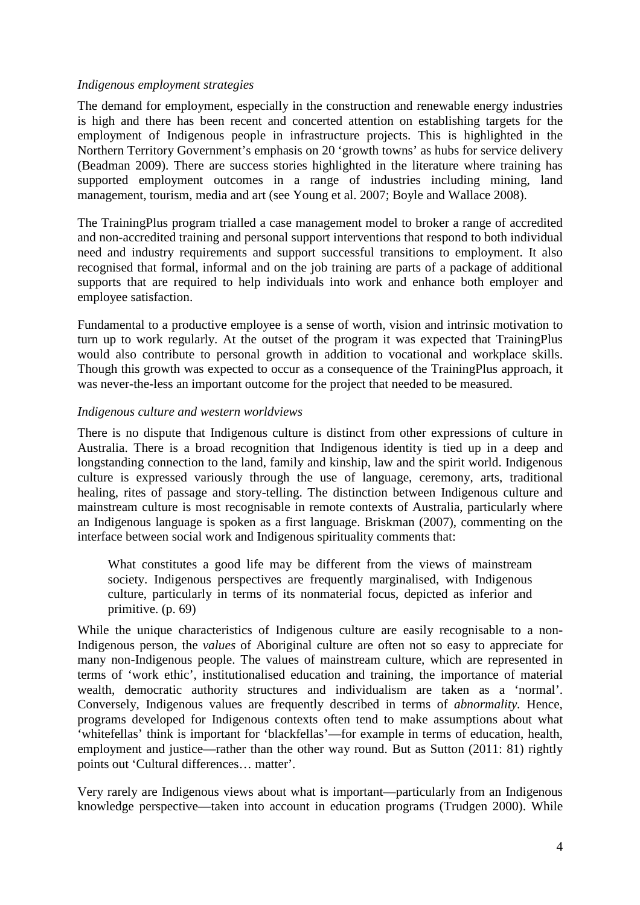*Indigenous employment strategies*

The demand for employment, especially in the construction and renewable energy industries is high and there has been recent and concerted attention on establishing targets for the employment of Indigenous people in infrastructure projects. This is highlighted in the Northern Territory Government's emphasis on 20 'growth towns' as hubs for service delivery (Beadman 2009). There are success stories highlighted in the literature where training has supported employment outcomes in a range of industries including mining, land management, tourism, media and art (see Young et al. 2007; Boyle and Wallace 2008).

The TrainingPlus program trialled a case management model to broker a range of accredited and non-accredited training and personal support interventions that respond to both individual need and industry requirements and support successful transitions to employment. It also recognised that formal, informal and on the job training are parts of a package of additional supports that are required to help individuals into work and enhance both employer and employee satisfaction.

Fundamental to a productive employee is a sense of worth, vision and intrinsic motivation to turn up to work regularly. At the outset of the program it was expected that TrainingPlus would also contribute to personal growth in addition to vocational and workplace skills. Though this growth was expected to occur as a consequence of the TrainingPlus approach, it was never-the-less an important outcome for the project that needed to be measured.

*Indigenous culture and western worldviews*

There is no dispute that Indigenous culture is distinct from other expressions of culture in Australia. There is a broad recognition that Indigenous identity is tied up in a deep and longstanding connection to the land, family and kinship, law and the spirit world. Indigenous culture is expressed variously through the use of language, ceremony, arts, traditional healing, rites of passage and story-telling. The distinction between Indigenous culture and mainstream culture is most recognisable in remote contexts of Australia, particularly where an Indigenous language is spoken as a first language. Briskman (2007), commenting on the interface between social work and Indigenous spirituality comments that:

> What constitutes a good life may be different from the views of mainstream society. Indigenous perspectives are frequently marginalised, with Indigenous culture, particularly in terms of its nonmaterial focus, depicted as inferior and primitive. (p. 69)

While the unique characteristics of Indigenous culture are easily recognisable to a non-Indigenous person, the *values* of Aboriginal culture are often not so easy to appreciate for many non-Indigenous people. The values of mainstream culture, which are represented in terms of 'work ethic', institutionalised education and training, the importance of material wealth, democratic authority structures and individualism are taken as a 'normal'. Conversely, Indigenous values are frequently described in terms of *abnormality*. Hence, programs developed for Indigenous contexts often tend to make assumptions about what 'whitefellas' think is important for 'blackfellas'—for example in terms of education, health, employment and justice—rather than the other way round. But as Sutton (2011: 81) rightly points out 'Cultural differences… matter'.

Very rarely are Indigenous views about what is important—particularly from an Indigenous knowledge perspective—taken into account in education programs (Trudgen 2000). While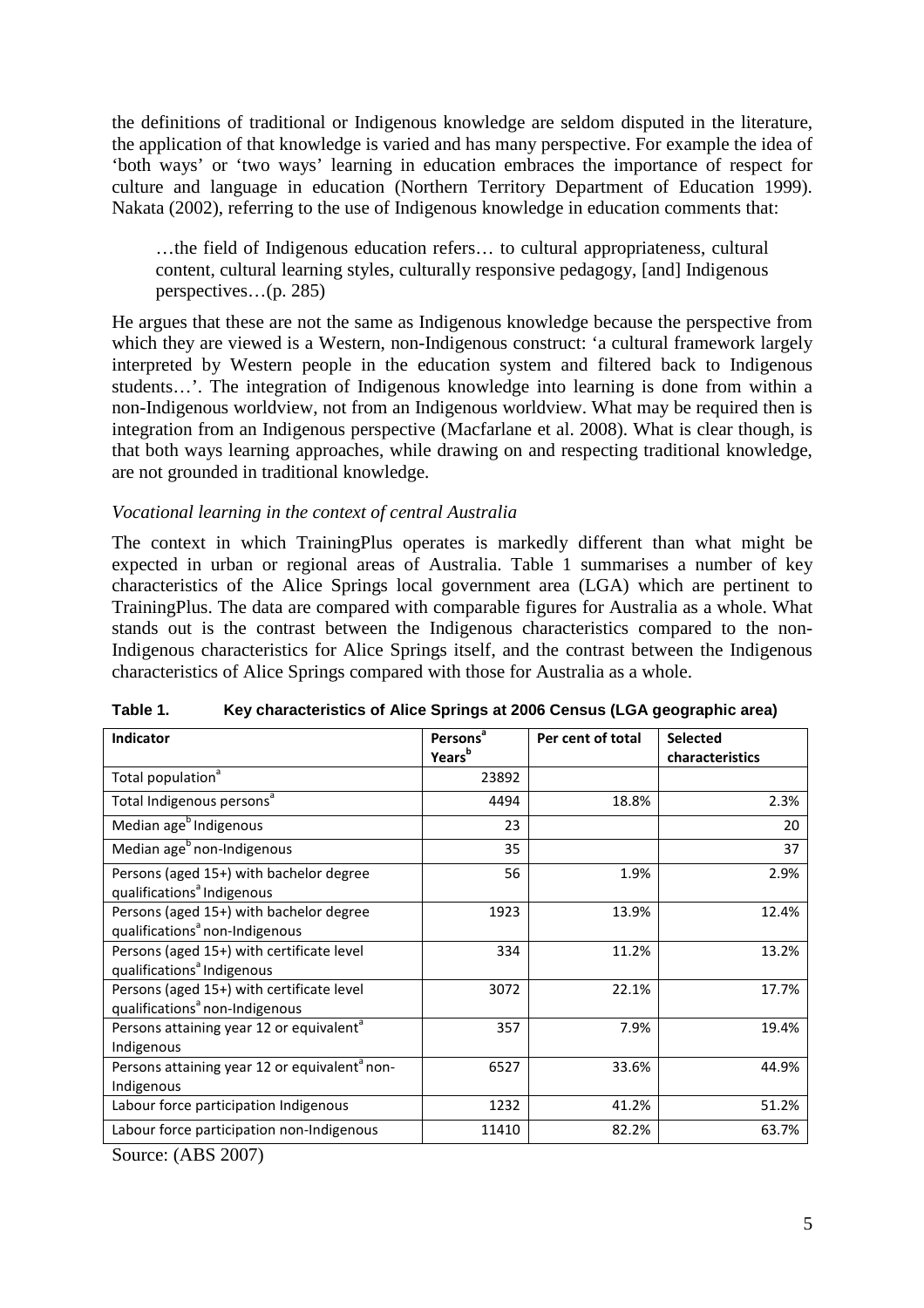the definitions of traditional or Indigenous knowledge are seldom disputed in the literature, the application of that knowledge is varied and has many perspective. For example the idea of 'both ways' or 'two ways' learning in education embraces the importance of respect for culture and language in education (Northern Territory Department of Education 1999). Nakata (2002), referring to the use of Indigenous knowledge in education comments that:

> …the field of Indigenous education refers… to cultural appropriateness, cultural content, cultural learning styles, culturally responsive pedagogy, [and] Indigenous perspectives…(p. 285)

He argues that these are not the same as Indigenous knowledge because the perspective from which they are viewed is a Western, non-Indigenous construct: 'a cultural framework largely interpreted by Western people in the education system and filtered back to Indigenous students…'. The integration of Indigenous knowledge into learning is done from within a non-Indigenous worldview, not from an Indigenous worldview. What may be required then is integration from an Indigenous perspective (Macfarlane et al. 2008). What is clear though, is that both ways learning approaches, while drawing on and respecting traditional knowledge, are not grounded in traditional knowledge.

### *Vocational learning in the context of central Australia*

The context in which TrainingPlus operates is markedly different than what might be expected in urban or regional areas of Australia. Table 1 summarises a number of key characteristics of the Alice Springs local government area (LGA) which are pertinent to TrainingPlus. The data are compared with comparable figures for Australia as a whole. What stands out is the contrast between the Indigenous characteristics compared to the non-Indigenous characteristics for Alice Springs itself, and the contrast between the Indigenous characteristics of Alice Springs compared with those for Australia as a whole.

**Table 1. Key characteristics of Alice Springs at 2006 Census (LGA geographic area)**

| Indicator | Persons[a] Years[b] | Per cent of total | Selected characteristics |
|---|---|---|---|
| Total population[a] | 23892 | | |
| Total Indigenous persons[a] | 4494 | 18.8% | 2.3% |
| Median age[b] Indigenous | 23 | | 20 |
| Median age[b] non-Indigenous | 35 | | 37 |
| Persons (aged 15+) with bachelor degree qualifications[a] Indigenous | 56 | 1.9% | 2.9% |
| Persons (aged 15+) with bachelor degree qualifications[a] non-Indigenous | 1923 | 13.9% | 12.4% |
| Persons (aged 15+) with certificate level qualifications[a] Indigenous | 334 | 11.2% | 13.2% |
| Persons (aged 15+) with certificate level qualifications[a] non-Indigenous | 3072 | 22.1% | 17.7% |
| Persons attaining year 12 or equivalent[a] Indigenous | 357 | 7.9% | 19.4% |
| Persons attaining year 12 or equivalent[a] non-Indigenous | 6527 | 33.6% | 44.9% |
| Labour force participation Indigenous | 1232 | 41.2% | 51.2% |
| Labour force participation non-Indigenous | 11410 | 82.2% | 63.7% |

Source: (ABS 2007)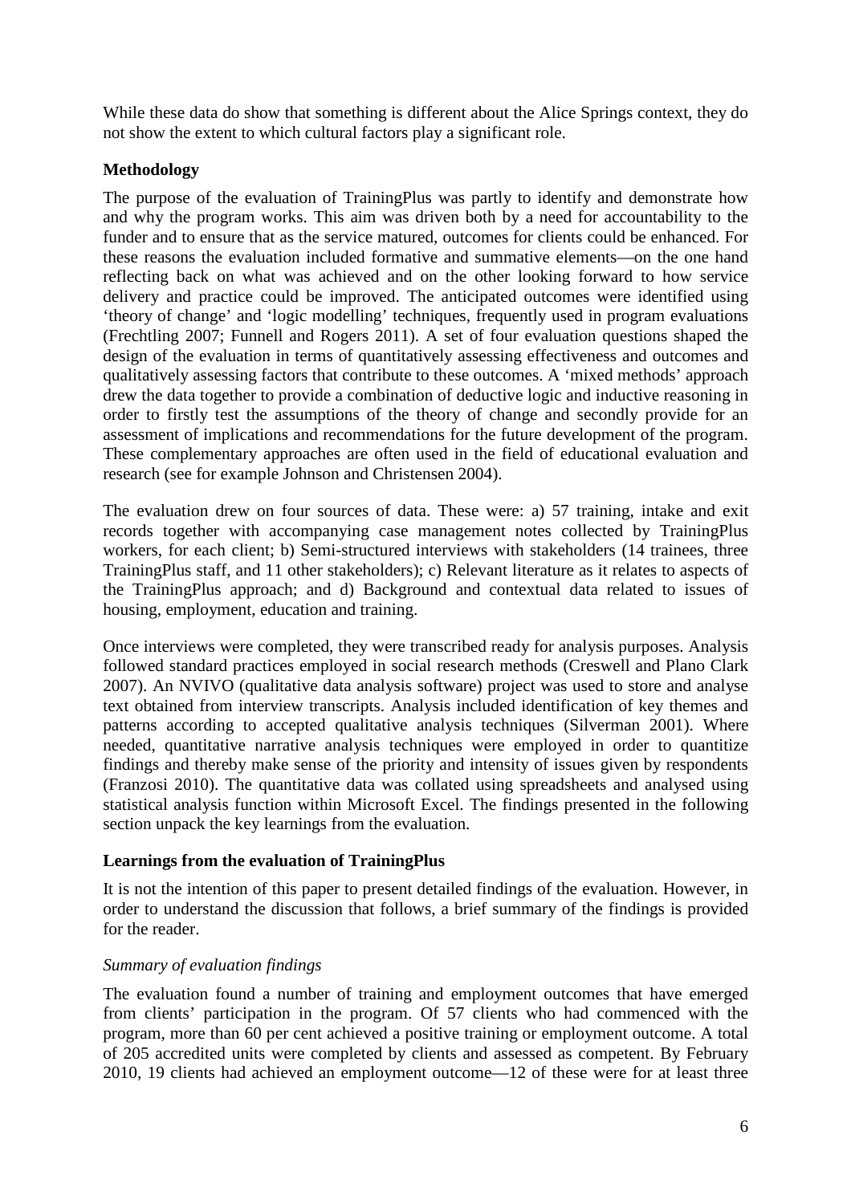While these data do show that something is different about the Alice Springs context, they do not show the extent to which cultural factors play a significant role.

## Methodology

The purpose of the evaluation of TrainingPlus was partly to identify and demonstrate how and why the program works. This aim was driven both by a need for accountability to the funder and to ensure that as the service matured, outcomes for clients could be enhanced. For these reasons the evaluation included formative and summative elements—on the one hand reflecting back on what was achieved and on the other looking forward to how service delivery and practice could be improved. The anticipated outcomes were identified using 'theory of change' and 'logic modelling' techniques, frequently used in program evaluations (Frechtling 2007; Funnell and Rogers 2011). A set of four evaluation questions shaped the design of the evaluation in terms of quantitatively assessing effectiveness and outcomes and qualitatively assessing factors that contribute to these outcomes. A 'mixed methods' approach drew the data together to provide a combination of deductive logic and inductive reasoning in order to firstly test the assumptions of the theory of change and secondly provide for an assessment of implications and recommendations for the future development of the program. These complementary approaches are often used in the field of educational evaluation and research (see for example Johnson and Christensen 2004).

The evaluation drew on four sources of data. These were: a) 57 training, intake and exit records together with accompanying case management notes collected by TrainingPlus workers, for each client; b) Semi-structured interviews with stakeholders (14 trainees, three TrainingPlus staff, and 11 other stakeholders); c) Relevant literature as it relates to aspects of the TrainingPlus approach; and d) Background and contextual data related to issues of housing, employment, education and training.

Once interviews were completed, they were transcribed ready for analysis purposes. Analysis followed standard practices employed in social research methods (Creswell and Plano Clark 2007). An NVIVO (qualitative data analysis software) project was used to store and analyse text obtained from interview transcripts. Analysis included identification of key themes and patterns according to accepted qualitative analysis techniques (Silverman 2001). Where needed, quantitative narrative analysis techniques were employed in order to quantitize findings and thereby make sense of the priority and intensity of issues given by respondents (Franzosi 2010). The quantitative data was collated using spreadsheets and analysed using statistical analysis function within Microsoft Excel. The findings presented in the following section unpack the key learnings from the evaluation.

## Learnings from the evaluation of TrainingPlus

It is not the intention of this paper to present detailed findings of the evaluation. However, in order to understand the discussion that follows, a brief summary of the findings is provided for the reader.

### *Summary of evaluation findings*

The evaluation found a number of training and employment outcomes that have emerged from clients' participation in the program. Of 57 clients who had commenced with the program, more than 60 per cent achieved a positive training or employment outcome. A total of 205 accredited units were completed by clients and assessed as competent. By February 2010, 19 clients had achieved an employment outcome—12 of these were for at least three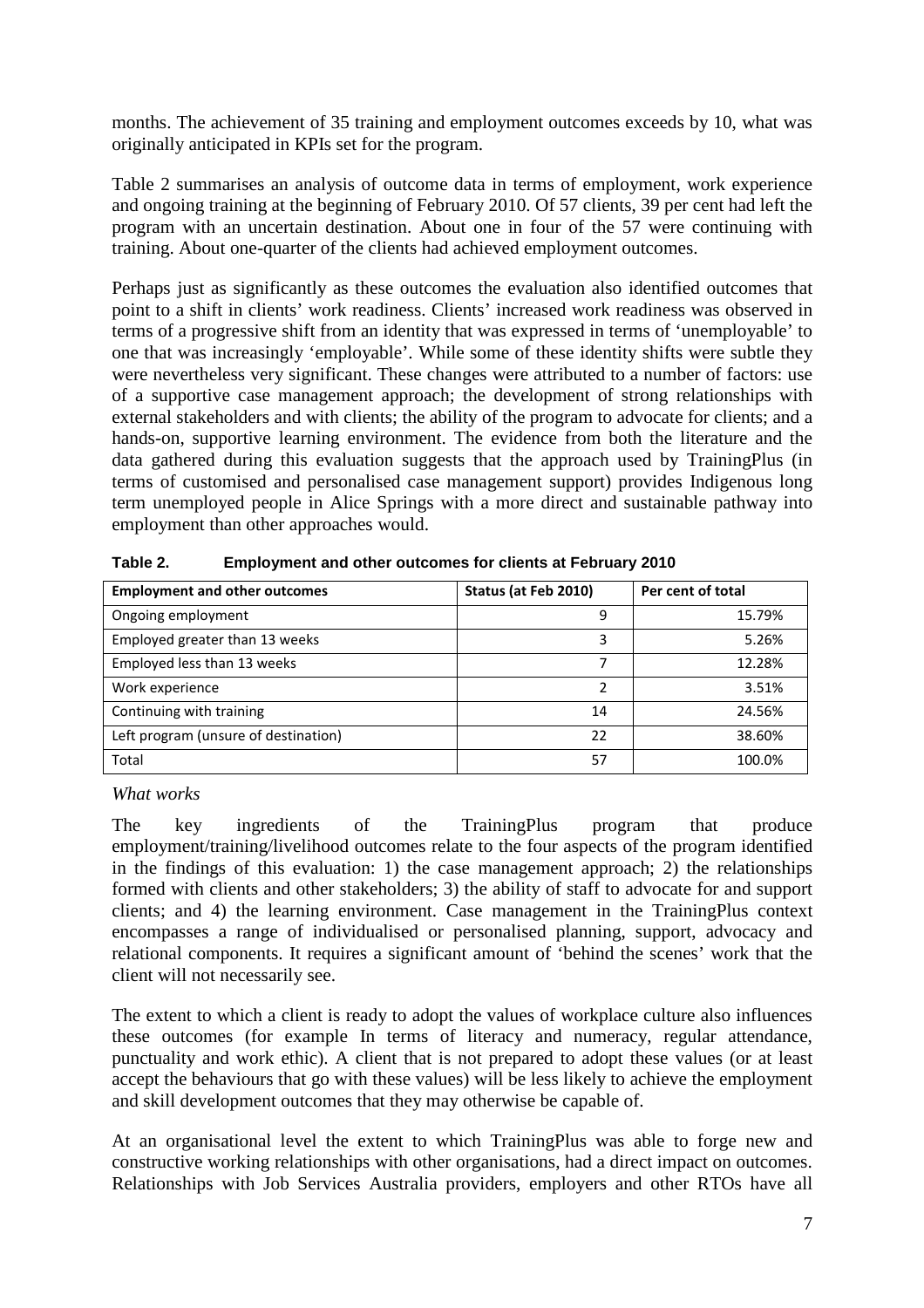months. The achievement of 35 training and employment outcomes exceeds by 10, what was originally anticipated in KPIs set for the program.

Table 2 summarises an analysis of outcome data in terms of employment, work experience and ongoing training at the beginning of February 2010. Of 57 clients, 39 per cent had left the program with an uncertain destination. About one in four of the 57 were continuing with training. About one-quarter of the clients had achieved employment outcomes.

Perhaps just as significantly as these outcomes the evaluation also identified outcomes that point to a shift in clients' work readiness. Clients' increased work readiness was observed in terms of a progressive shift from an identity that was expressed in terms of 'unemployable' to one that was increasingly 'employable'. While some of these identity shifts were subtle they were nevertheless very significant. These changes were attributed to a number of factors: use of a supportive case management approach; the development of strong relationships with external stakeholders and with clients; the ability of the program to advocate for clients; and a hands-on, supportive learning environment. The evidence from both the literature and the data gathered during this evaluation suggests that the approach used by TrainingPlus (in terms of customised and personalised case management support) provides Indigenous long term unemployed people in Alice Springs with a more direct and sustainable pathway into employment than other approaches would.

**Table 2. Employment and other outcomes for clients at February 2010**

| Employment and other outcomes | Status (at Feb 2010) | Per cent of total |
|---|---|---|
| Ongoing employment | 9 | 15.79% |
| Employed greater than 13 weeks | 3 | 5.26% |
| Employed less than 13 weeks | 7 | 12.28% |
| Work experience | 2 | 3.51% |
| Continuing with training | 14 | 24.56% |
| Left program (unsure of destination) | 22 | 38.60% |
| Total | 57 | 100.0% |

*What works*

The key ingredients of the TrainingPlus program that produce employment/training/livelihood outcomes relate to the four aspects of the program identified in the findings of this evaluation: 1) the case management approach; 2) the relationships formed with clients and other stakeholders; 3) the ability of staff to advocate for and support clients; and 4) the learning environment. Case management in the TrainingPlus context encompasses a range of individualised or personalised planning, support, advocacy and relational components. It requires a significant amount of 'behind the scenes' work that the client will not necessarily see.

The extent to which a client is ready to adopt the values of workplace culture also influences these outcomes (for example In terms of literacy and numeracy, regular attendance, punctuality and work ethic). A client that is not prepared to adopt these values (or at least accept the behaviours that go with these values) will be less likely to achieve the employment and skill development outcomes that they may otherwise be capable of.

At an organisational level the extent to which TrainingPlus was able to forge new and constructive working relationships with other organisations, had a direct impact on outcomes. Relationships with Job Services Australia providers, employers and other RTOs have all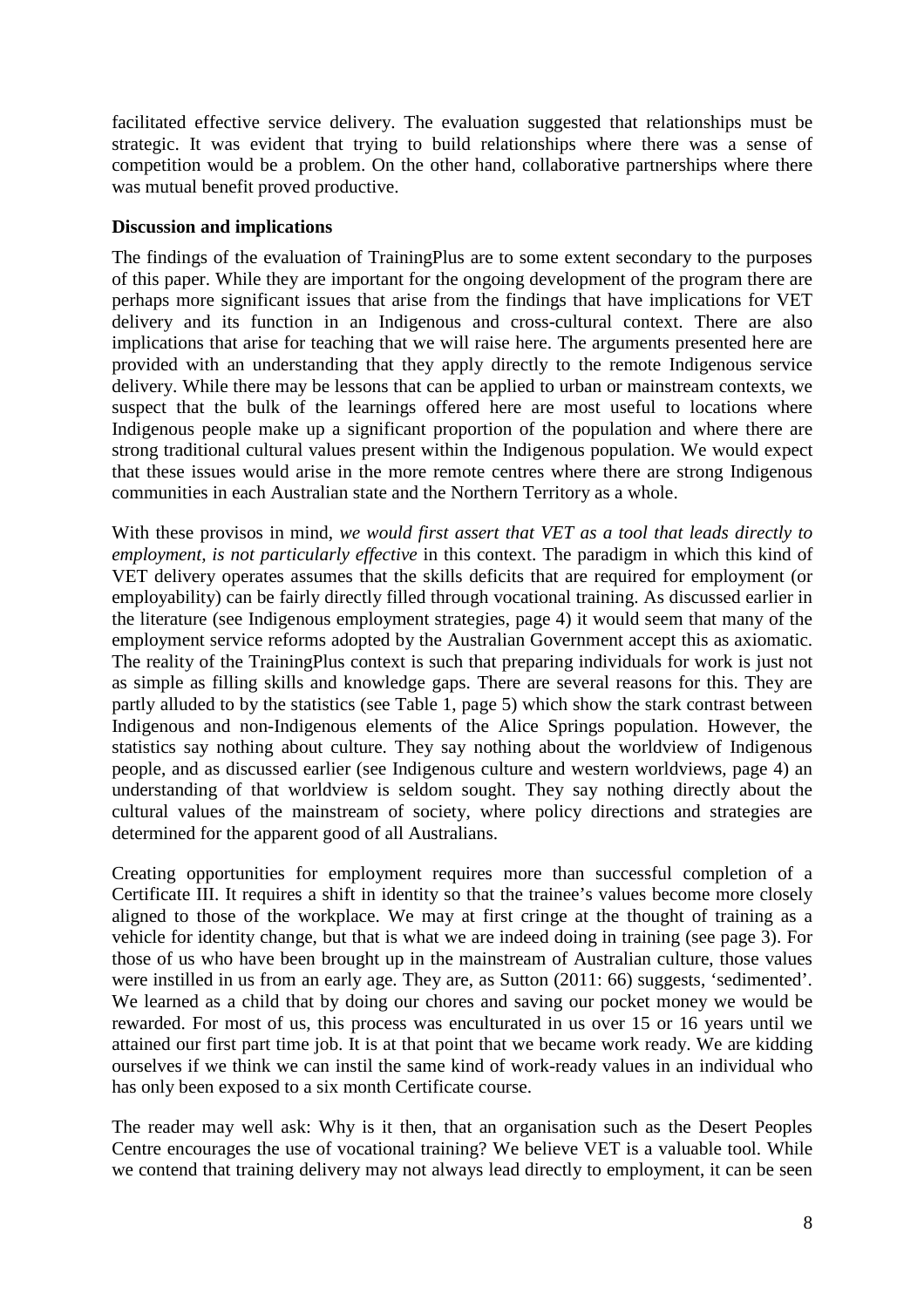facilitated effective service delivery. The evaluation suggested that relationships must be strategic. It was evident that trying to build relationships where there was a sense of competition would be a problem. On the other hand, collaborative partnerships where there was mutual benefit proved productive.

**Discussion and implications**

The findings of the evaluation of TrainingPlus are to some extent secondary to the purposes of this paper. While they are important for the ongoing development of the program there are perhaps more significant issues that arise from the findings that have implications for VET delivery and its function in an Indigenous and cross-cultural context. There are also implications that arise for teaching that we will raise here. The arguments presented here are provided with an understanding that they apply directly to the remote Indigenous service delivery. While there may be lessons that can be applied to urban or mainstream contexts, we suspect that the bulk of the learnings offered here are most useful to locations where Indigenous people make up a significant proportion of the population and where there are strong traditional cultural values present within the Indigenous population. We would expect that these issues would arise in the more remote centres where there are strong Indigenous communities in each Australian state and the Northern Territory as a whole.

With these provisos in mind, *we would first assert that VET as a tool that leads directly to employment, is not particularly effective* in this context. The paradigm in which this kind of VET delivery operates assumes that the skills deficits that are required for employment (or employability) can be fairly directly filled through vocational training. As discussed earlier in the literature (see Indigenous employment strategies, page 4) it would seem that many of the employment service reforms adopted by the Australian Government accept this as axiomatic. The reality of the TrainingPlus context is such that preparing individuals for work is just not as simple as filling skills and knowledge gaps. There are several reasons for this. They are partly alluded to by the statistics (see Table 1, page 5) which show the stark contrast between Indigenous and non-Indigenous elements of the Alice Springs population. However, the statistics say nothing about culture. They say nothing about the worldview of Indigenous people, and as discussed earlier (see Indigenous culture and western worldviews, page 4) an understanding of that worldview is seldom sought. They say nothing directly about the cultural values of the mainstream of society, where policy directions and strategies are determined for the apparent good of all Australians.

Creating opportunities for employment requires more than successful completion of a Certificate III. It requires a shift in identity so that the trainee's values become more closely aligned to those of the workplace. We may at first cringe at the thought of training as a vehicle for identity change, but that is what we are indeed doing in training (see page 3). For those of us who have been brought up in the mainstream of Australian culture, those values were instilled in us from an early age. They are, as Sutton (2011: 66) suggests, 'sedimented'. We learned as a child that by doing our chores and saving our pocket money we would be rewarded. For most of us, this process was enculturated in us over 15 or 16 years until we attained our first part time job. It is at that point that we became work ready. We are kidding ourselves if we think we can instil the same kind of work-ready values in an individual who has only been exposed to a six month Certificate course.

The reader may well ask: Why is it then, that an organisation such as the Desert Peoples Centre encourages the use of vocational training? We believe VET is a valuable tool. While we contend that training delivery may not always lead directly to employment, it can be seen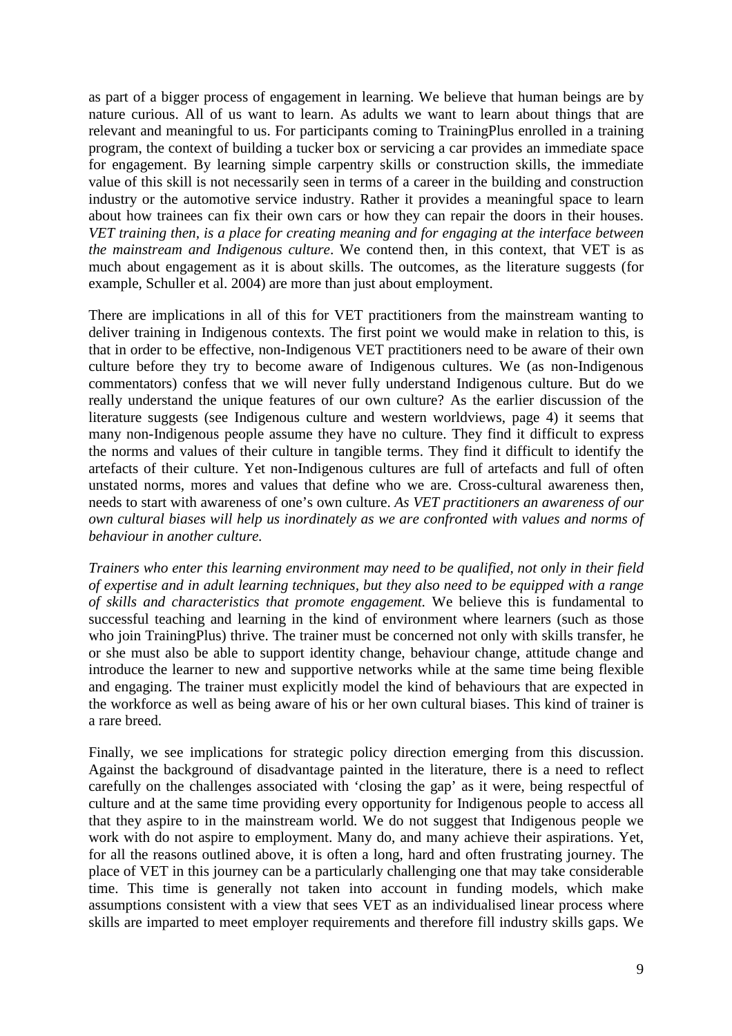as part of a bigger process of engagement in learning. We believe that human beings are by nature curious. All of us want to learn. As adults we want to learn about things that are relevant and meaningful to us. For participants coming to TrainingPlus enrolled in a training program, the context of building a tucker box or servicing a car provides an immediate space for engagement. By learning simple carpentry skills or construction skills, the immediate value of this skill is not necessarily seen in terms of a career in the building and construction industry or the automotive service industry. Rather it provides a meaningful space to learn about how trainees can fix their own cars or how they can repair the doors in their houses. *VET training then, is a place for creating meaning and for engaging at the interface between the mainstream and Indigenous culture*. We contend then, in this context, that VET is as much about engagement as it is about skills. The outcomes, as the literature suggests (for example, Schuller et al. 2004) are more than just about employment.

There are implications in all of this for VET practitioners from the mainstream wanting to deliver training in Indigenous contexts. The first point we would make in relation to this, is that in order to be effective, non-Indigenous VET practitioners need to be aware of their own culture before they try to become aware of Indigenous cultures. We (as non-Indigenous commentators) confess that we will never fully understand Indigenous culture. But do we really understand the unique features of our own culture? As the earlier discussion of the literature suggests (see Indigenous culture and western worldviews, page 4) it seems that many non-Indigenous people assume they have no culture. They find it difficult to express the norms and values of their culture in tangible terms. They find it difficult to identify the artefacts of their culture. Yet non-Indigenous cultures are full of artefacts and full of often unstated norms, mores and values that define who we are. Cross-cultural awareness then, needs to start with awareness of one's own culture. *As VET practitioners an awareness of our own cultural biases will help us inordinately as we are confronted with values and norms of behaviour in another culture.*

*Trainers who enter this learning environment may need to be qualified, not only in their field of expertise and in adult learning techniques, but they also need to be equipped with a range of skills and characteristics that promote engagement.* We believe this is fundamental to successful teaching and learning in the kind of environment where learners (such as those who join TrainingPlus) thrive. The trainer must be concerned not only with skills transfer, he or she must also be able to support identity change, behaviour change, attitude change and introduce the learner to new and supportive networks while at the same time being flexible and engaging. The trainer must explicitly model the kind of behaviours that are expected in the workforce as well as being aware of his or her own cultural biases. This kind of trainer is a rare breed.

Finally, we see implications for strategic policy direction emerging from this discussion. Against the background of disadvantage painted in the literature, there is a need to reflect carefully on the challenges associated with 'closing the gap' as it were, being respectful of culture and at the same time providing every opportunity for Indigenous people to access all that they aspire to in the mainstream world. We do not suggest that Indigenous people we work with do not aspire to employment. Many do, and many achieve their aspirations. Yet, for all the reasons outlined above, it is often a long, hard and often frustrating journey. The place of VET in this journey can be a particularly challenging one that may take considerable time. This time is generally not taken into account in funding models, which make assumptions consistent with a view that sees VET as an individualised linear process where skills are imparted to meet employer requirements and therefore fill industry skills gaps. We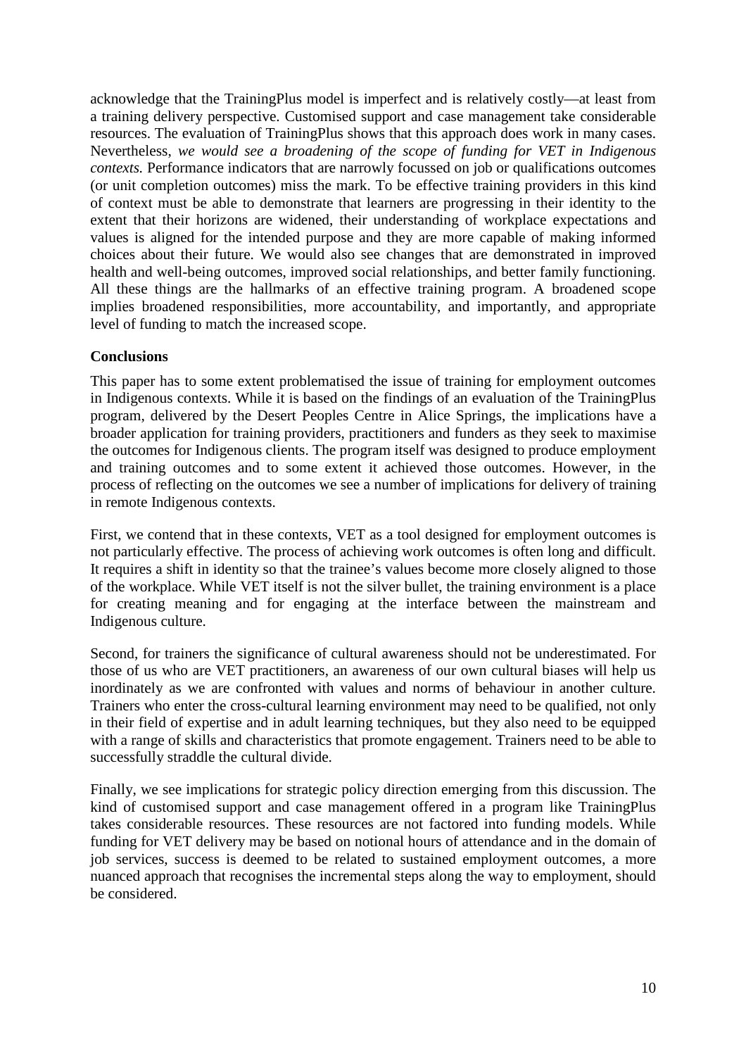acknowledge that the TrainingPlus model is imperfect and is relatively costly—at least from a training delivery perspective. Customised support and case management take considerable resources. The evaluation of TrainingPlus shows that this approach does work in many cases. Nevertheless, *we would see a broadening of the scope of funding for VET in Indigenous contexts.* Performance indicators that are narrowly focussed on job or qualifications outcomes (or unit completion outcomes) miss the mark. To be effective training providers in this kind of context must be able to demonstrate that learners are progressing in their identity to the extent that their horizons are widened, their understanding of workplace expectations and values is aligned for the intended purpose and they are more capable of making informed choices about their future. We would also see changes that are demonstrated in improved health and well-being outcomes, improved social relationships, and better family functioning. All these things are the hallmarks of an effective training program. A broadened scope implies broadened responsibilities, more accountability, and importantly, and appropriate level of funding to match the increased scope.

**Conclusions**

This paper has to some extent problematised the issue of training for employment outcomes in Indigenous contexts. While it is based on the findings of an evaluation of the TrainingPlus program, delivered by the Desert Peoples Centre in Alice Springs, the implications have a broader application for training providers, practitioners and funders as they seek to maximise the outcomes for Indigenous clients. The program itself was designed to produce employment and training outcomes and to some extent it achieved those outcomes. However, in the process of reflecting on the outcomes we see a number of implications for delivery of training in remote Indigenous contexts.

First, we contend that in these contexts, VET as a tool designed for employment outcomes is not particularly effective. The process of achieving work outcomes is often long and difficult. It requires a shift in identity so that the trainee's values become more closely aligned to those of the workplace. While VET itself is not the silver bullet, the training environment is a place for creating meaning and for engaging at the interface between the mainstream and Indigenous culture.

Second, for trainers the significance of cultural awareness should not be underestimated. For those of us who are VET practitioners, an awareness of our own cultural biases will help us inordinately as we are confronted with values and norms of behaviour in another culture. Trainers who enter the cross-cultural learning environment may need to be qualified, not only in their field of expertise and in adult learning techniques, but they also need to be equipped with a range of skills and characteristics that promote engagement. Trainers need to be able to successfully straddle the cultural divide.

Finally, we see implications for strategic policy direction emerging from this discussion. The kind of customised support and case management offered in a program like TrainingPlus takes considerable resources. These resources are not factored into funding models. While funding for VET delivery may be based on notional hours of attendance and in the domain of job services, success is deemed to be related to sustained employment outcomes, a more nuanced approach that recognises the incremental steps along the way to employment, should be considered.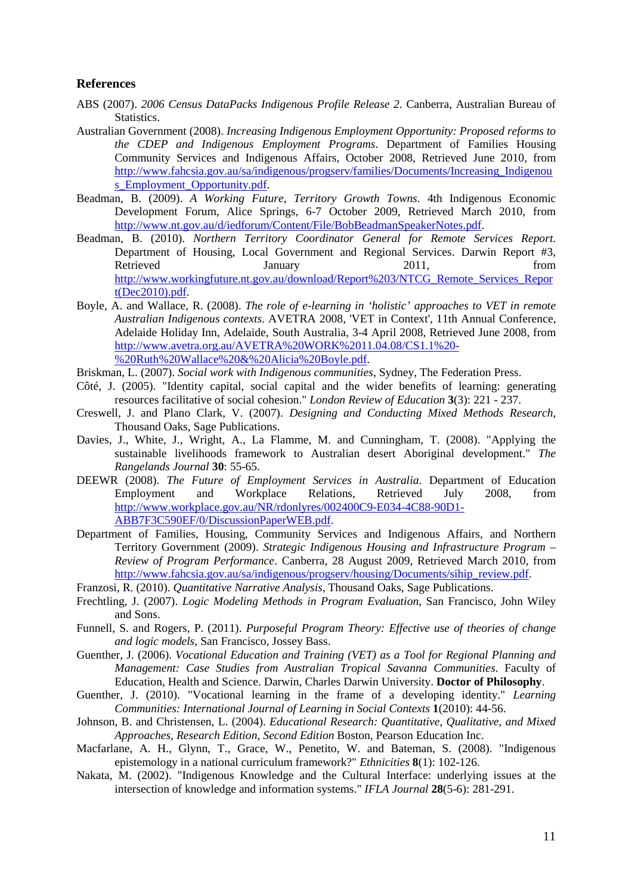## References

ABS (2007). *2006 Census DataPacks Indigenous Profile Release 2*. Canberra, Australian Bureau of Statistics.

Australian Government (2008). *Increasing Indigenous Employment Opportunity: Proposed reforms to the CDEP and Indigenous Employment Programs*. Department of Families Housing Community Services and Indigenous Affairs, October 2008, Retrieved June 2010, from http://www.fahcsia.gov.au/sa/indigenous/progserv/families/Documents/Increasing_Indigenous_Employment_Opportunity.pdf.

Beadman, B. (2009). *A Working Future, Territory Growth Towns*. 4th Indigenous Economic Development Forum, Alice Springs, 6-7 October 2009, Retrieved March 2010, from http://www.nt.gov.au/d/iedforum/Content/File/BobBeadmanSpeakerNotes.pdf.

Beadman, B. (2010). *Northern Territory Coordinator General for Remote Services Report*. Department of Housing, Local Government and Regional Services. Darwin Report #3, Retrieved January 2011, from http://www.workingfuture.nt.gov.au/download/Report%203/NTCG_Remote_Services_Report(Dec2010).pdf.

Boyle, A. and Wallace, R. (2008). *The role of e-learning in 'holistic' approaches to VET in remote Australian Indigenous contexts*. AVETRA 2008, 'VET in Context', 11th Annual Conference, Adelaide Holiday Inn, Adelaide, South Australia, 3-4 April 2008, Retrieved June 2008, from http://www.avetra.org.au/AVETRA%20WORK%2011.04.08/CS1.1%20-%20Ruth%20Wallace%20&%20Alicia%20Boyle.pdf.

Briskman, L. (2007). *Social work with Indigenous communities*, Sydney, The Federation Press.

Côté, J. (2005). "Identity capital, social capital and the wider benefits of learning: generating resources facilitative of social cohesion." *London Review of Education* **3**(3): 221 - 237.

Creswell, J. and Plano Clark, V. (2007). *Designing and Conducting Mixed Methods Research*, Thousand Oaks, Sage Publications.

Davies, J., White, J., Wright, A., La Flamme, M. and Cunningham, T. (2008). "Applying the sustainable livelihoods framework to Australian desert Aboriginal development." *The Rangelands Journal* **30**: 55-65.

DEEWR (2008). *The Future of Employment Services in Australia*. Department of Education Employment and Workplace Relations, Retrieved July 2008, from http://www.workplace.gov.au/NR/rdonlyres/002400C9-E034-4C88-90D1-ABB7F3C590EF/0/DiscussionPaperWEB.pdf.

Department of Families, Housing, Community Services and Indigenous Affairs, and Northern Territory Government (2009). *Strategic Indigenous Housing and Infrastructure Program – Review of Program Performance*. Canberra, 28 August 2009, Retrieved March 2010, from http://www.fahcsia.gov.au/sa/indigenous/progserv/housing/Documents/sihip_review.pdf.

Franzosi, R. (2010). *Quantitative Narrative Analysis*, Thousand Oaks, Sage Publications.

Frechtling, J. (2007). *Logic Modeling Methods in Program Evaluation*, San Francisco, John Wiley and Sons.

Funnell, S. and Rogers, P. (2011). *Purposeful Program Theory: Effective use of theories of change and logic models*, San Francisco, Jossey Bass.

Guenther, J. (2006). *Vocational Education and Training (VET) as a Tool for Regional Planning and Management: Case Studies from Australian Tropical Savanna Communities*. Faculty of Education, Health and Science. Darwin, Charles Darwin University. **Doctor of Philosophy**.

Guenther, J. (2010). "Vocational learning in the frame of a developing identity." *Learning Communities: International Journal of Learning in Social Contexts* **1**(2010): 44-56.

Johnson, B. and Christensen, L. (2004). *Educational Research: Quantitative, Qualitative, and Mixed Approaches, Research Edition, Second Edition* Boston, Pearson Education Inc.

Macfarlane, A. H., Glynn, T., Grace, W., Penetito, W. and Bateman, S. (2008). "Indigenous epistemology in a national curriculum framework?" *Ethnicities* **8**(1): 102-126.

Nakata, M. (2002). "Indigenous Knowledge and the Cultural Interface: underlying issues at the intersection of knowledge and information systems." *IFLA Journal* **28**(5-6): 281-291.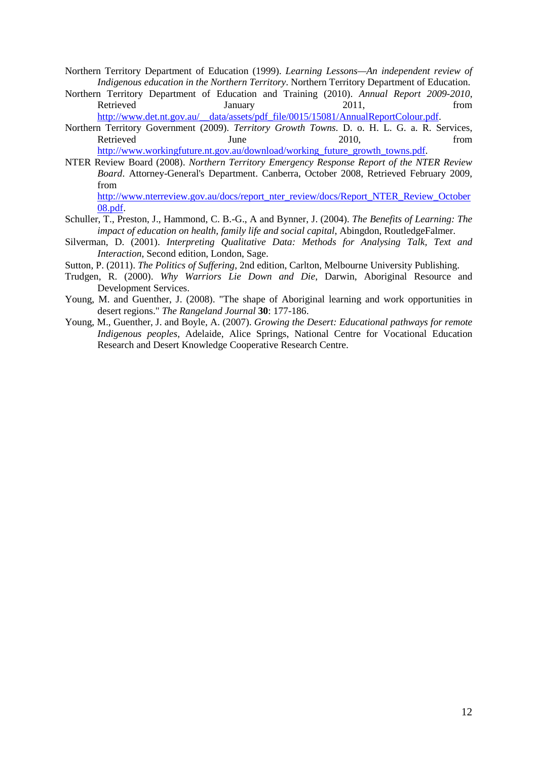Northern Territory Department of Education (1999). *Learning Lessons—An independent review of Indigenous education in the Northern Territory*. Northern Territory Department of Education.

Northern Territory Department of Education and Training (2010). *Annual Report 2009-2010*, Retrieved January 2011, from http://www.det.nt.gov.au/__data/assets/pdf_file/0015/15081/AnnualReportColour.pdf.

Northern Territory Government (2009). *Territory Growth Towns*. D. o. H. L. G. a. R. Services, Retrieved June 2010, from http://www.workingfuture.nt.gov.au/download/working_future_growth_towns.pdf.

NTER Review Board (2008). *Northern Territory Emergency Response Report of the NTER Review Board*. Attorney-General's Department. Canberra, October 2008, Retrieved February 2009, from http://www.nterreview.gov.au/docs/report_nter_review/docs/Report_NTER_Review_October08.pdf.

Schuller, T., Preston, J., Hammond, C. B.-G., A and Bynner, J. (2004). *The Benefits of Learning: The impact of education on health, family life and social capital*, Abingdon, RoutledgeFalmer.

Silverman, D. (2001). *Interpreting Qualitative Data: Methods for Analysing Talk, Text and Interaction*, Second edition, London, Sage.

Sutton, P. (2011). *The Politics of Suffering*, 2nd edition, Carlton, Melbourne University Publishing.

Trudgen, R. (2000). *Why Warriors Lie Down and Die*, Darwin, Aboriginal Resource and Development Services.

Young, M. and Guenther, J. (2008). "The shape of Aboriginal learning and work opportunities in desert regions." *The Rangeland Journal* **30**: 177-186.

Young, M., Guenther, J. and Boyle, A. (2007). *Growing the Desert: Educational pathways for remote Indigenous peoples*, Adelaide, Alice Springs, National Centre for Vocational Education Research and Desert Knowledge Cooperative Research Centre.